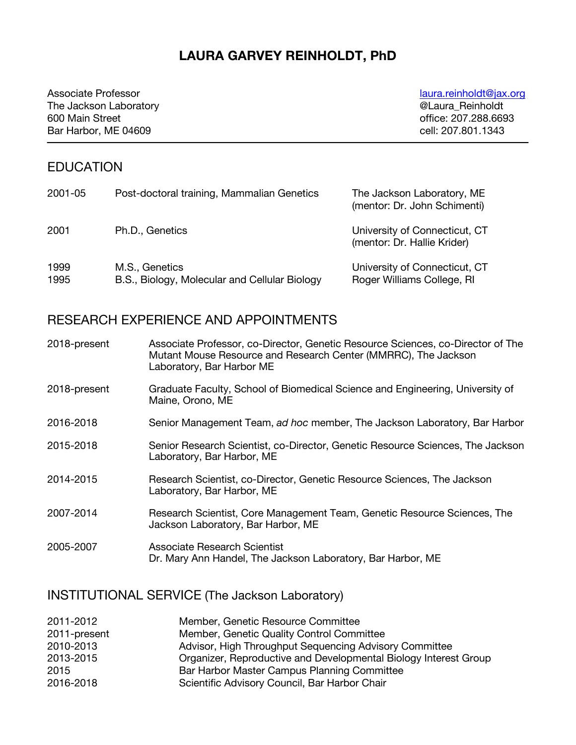# LAURA GARVEY REINHOLDT, PhD

| | |
|---|---|
| Associate Professor | laura.reinholdt@jax.org |
| The Jackson Laboratory | @Laura_Reinholdt |
| 600 Main Street | office: 207.288.6693 |
| Bar Harbor, ME 04609 | cell: 207.801.1343 |

## EDUCATION

| | | |
|---|---|---|
| 2001-05 | Post-doctoral training, Mammalian Genetics | The Jackson Laboratory, ME (mentor: Dr. John Schimenti) |
| 2001 | Ph.D., Genetics | University of Connecticut, CT (mentor: Dr. Hallie Krider) |
| 1999 | M.S., Genetics | University of Connecticut, CT |
| 1995 | B.S., Biology, Molecular and Cellular Biology | Roger Williams College, RI |

## RESEARCH EXPERIENCE AND APPOINTMENTS

| | |
|---|---|
| 2018-present | Associate Professor, co-Director, Genetic Resource Sciences, co-Director of The Mutant Mouse Resource and Research Center (MMRRC), The Jackson Laboratory, Bar Harbor ME |
| 2018-present | Graduate Faculty, School of Biomedical Science and Engineering, University of Maine, Orono, ME |
| 2016-2018 | Senior Management Team, *ad hoc* member, The Jackson Laboratory, Bar Harbor |
| 2015-2018 | Senior Research Scientist, co-Director, Genetic Resource Sciences, The Jackson Laboratory, Bar Harbor, ME |
| 2014-2015 | Research Scientist, co-Director, Genetic Resource Sciences, The Jackson Laboratory, Bar Harbor, ME |
| 2007-2014 | Research Scientist, Core Management Team, Genetic Resource Sciences, The Jackson Laboratory, Bar Harbor, ME |
| 2005-2007 | Associate Research Scientist<br>Dr. Mary Ann Handel, The Jackson Laboratory, Bar Harbor, ME |

## INSTITUTIONAL SERVICE (The Jackson Laboratory)

| | |
|---|---|
| 2011-2012 | Member, Genetic Resource Committee |
| 2011-present | Member, Genetic Quality Control Committee |
| 2010-2013 | Advisor, High Throughput Sequencing Advisory Committee |
| 2013-2015 | Organizer, Reproductive and Developmental Biology Interest Group |
| 2015 | Bar Harbor Master Campus Planning Committee |
| 2016-2018 | Scientific Advisory Council, Bar Harbor Chair |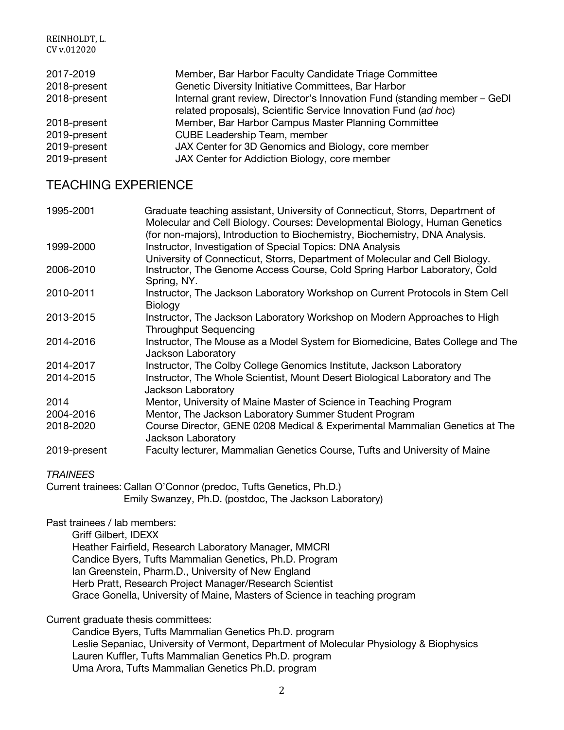| | |
|---|---|
| 2017-2019 | Member, Bar Harbor Faculty Candidate Triage Committee |
| 2018-present | Genetic Diversity Initiative Committees, Bar Harbor |
| 2018-present | Internal grant review, Director's Innovation Fund (standing member – GeDI related proposals), Scientific Service Innovation Fund (*ad hoc*) |
| 2018-present | Member, Bar Harbor Campus Master Planning Committee |
| 2019-present | CUBE Leadership Team, member |
| 2019-present | JAX Center for 3D Genomics and Biology, core member |
| 2019-present | JAX Center for Addiction Biology, core member |

## TEACHING EXPERIENCE

| | |
|---|---|
| 1995-2001 | Graduate teaching assistant, University of Connecticut, Storrs, Department of Molecular and Cell Biology. Courses: Developmental Biology, Human Genetics (for non-majors), Introduction to Biochemistry, Biochemistry, DNA Analysis. |
| 1999-2000 | Instructor, Investigation of Special Topics: DNA Analysis University of Connecticut, Storrs, Department of Molecular and Cell Biology. |
| 2006-2010 | Instructor, The Genome Access Course, Cold Spring Harbor Laboratory, Cold Spring, NY. |
| 2010-2011 | Instructor, The Jackson Laboratory Workshop on Current Protocols in Stem Cell Biology |
| 2013-2015 | Instructor, The Jackson Laboratory Workshop on Modern Approaches to High Throughput Sequencing |
| 2014-2016 | Instructor, The Mouse as a Model System for Biomedicine, Bates College and The Jackson Laboratory |
| 2014-2017 | Instructor, The Colby College Genomics Institute, Jackson Laboratory |
| 2014-2015 | Instructor, The Whole Scientist, Mount Desert Biological Laboratory and The Jackson Laboratory |
| 2014 | Mentor, University of Maine Master of Science in Teaching Program |
| 2004-2016 | Mentor, The Jackson Laboratory Summer Student Program |
| 2018-2020 | Course Director, GENE 0208 Medical & Experimental Mammalian Genetics at The Jackson Laboratory |
| 2019-present | Faculty lecturer, Mammalian Genetics Course, Tufts and University of Maine |

*TRAINEES*

Current trainees: Callan O'Connor (predoc, Tufts Genetics, Ph.D.)
Emily Swanzey, Ph.D. (postdoc, The Jackson Laboratory)

Past trainees / lab members:

Griff Gilbert, IDEXX
Heather Fairfield, Research Laboratory Manager, MMCRI
Candice Byers, Tufts Mammalian Genetics, Ph.D. Program
Ian Greenstein, Pharm.D., University of New England
Herb Pratt, Research Project Manager/Research Scientist
Grace Gonella, University of Maine, Masters of Science in teaching program

Current graduate thesis committees:

Candice Byers, Tufts Mammalian Genetics Ph.D. program
Leslie Sepaniac, University of Vermont, Department of Molecular Physiology & Biophysics
Lauren Kuffler, Tufts Mammalian Genetics Ph.D. program
Uma Arora, Tufts Mammalian Genetics Ph.D. program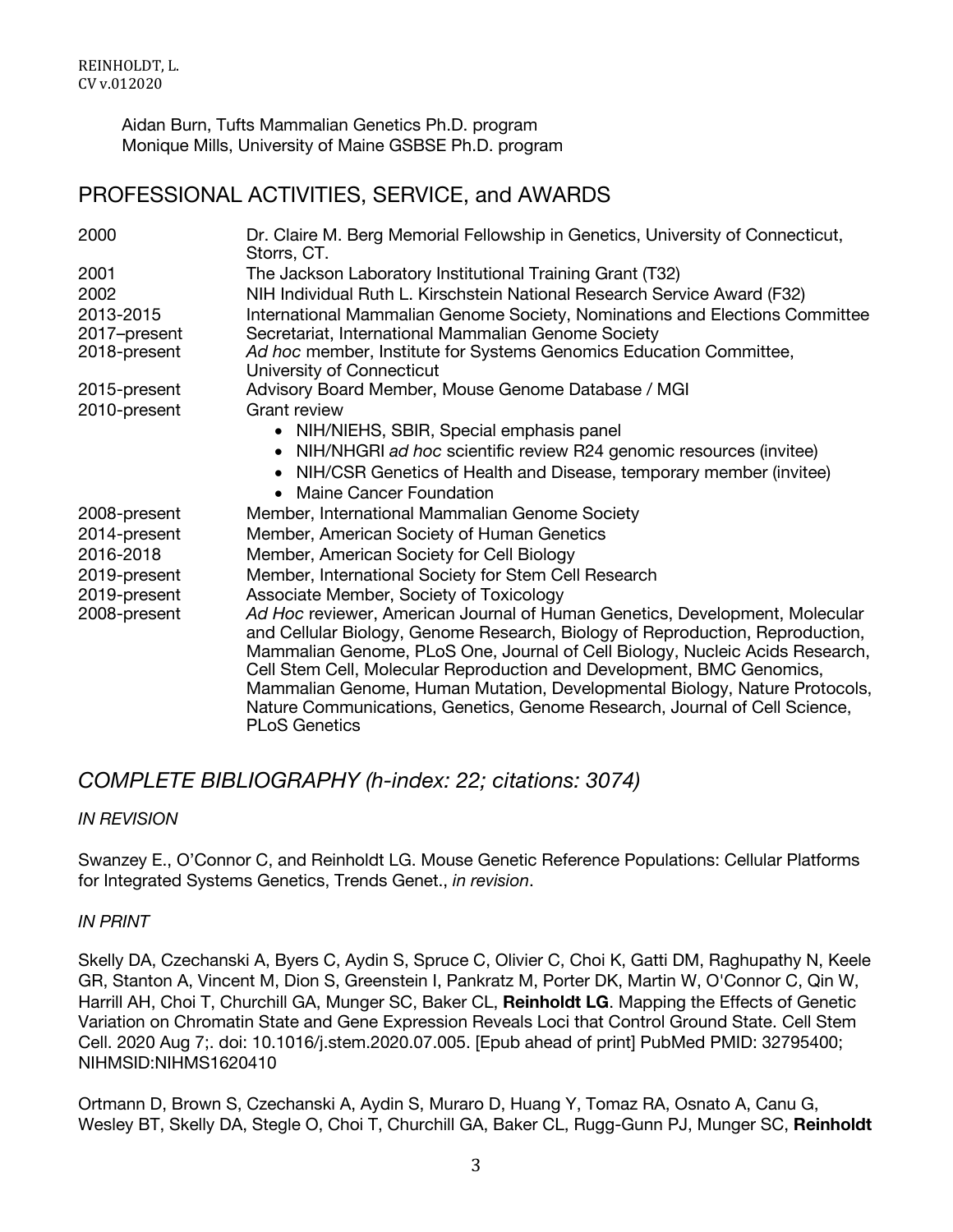Aidan Burn, Tufts Mammalian Genetics Ph.D. program
Monique Mills, University of Maine GSBSE Ph.D. program

## PROFESSIONAL ACTIVITIES, SERVICE, and AWARDS

| | |
|---|---|
| 2000 | Dr. Claire M. Berg Memorial Fellowship in Genetics, University of Connecticut, Storrs, CT. |
| 2001 | The Jackson Laboratory Institutional Training Grant (T32) |
| 2002 | NIH Individual Ruth L. Kirschstein National Research Service Award (F32) |
| 2013-2015 | International Mammalian Genome Society, Nominations and Elections Committee |
| 2017–present | Secretariat, International Mammalian Genome Society |
| 2018-present | *Ad hoc* member, Institute for Systems Genomics Education Committee, University of Connecticut |
| 2015-present | Advisory Board Member, Mouse Genome Database / MGI |
| 2010-present | Grant review<br>• NIH/NIEHS, SBIR, Special emphasis panel<br>• NIH/NHGRI *ad hoc* scientific review R24 genomic resources (invitee)<br>• NIH/CSR Genetics of Health and Disease, temporary member (invitee)<br>• Maine Cancer Foundation |
| 2008-present | Member, International Mammalian Genome Society |
| 2014-present | Member, American Society of Human Genetics |
| 2016-2018 | Member, American Society for Cell Biology |
| 2019-present | Member, International Society for Stem Cell Research |
| 2019-present | Associate Member, Society of Toxicology |
| 2008-present | *Ad Hoc* reviewer, American Journal of Human Genetics, Development, Molecular and Cellular Biology, Genome Research, Biology of Reproduction, Reproduction, Mammalian Genome, PLoS One, Journal of Cell Biology, Nucleic Acids Research, Cell Stem Cell, Molecular Reproduction and Development, BMC Genomics, Mammalian Genome, Human Mutation, Developmental Biology, Nature Protocols, Nature Communications, Genetics, Genome Research, Journal of Cell Science, PLoS Genetics |

## *COMPLETE BIBLIOGRAPHY (h-index: 22; citations: 3074)*

*IN REVISION*

Swanzey E., O'Connor C, and Reinholdt LG. Mouse Genetic Reference Populations: Cellular Platforms for Integrated Systems Genetics, Trends Genet., *in revision*.

*IN PRINT*

Skelly DA, Czechanski A, Byers C, Aydin S, Spruce C, Olivier C, Choi K, Gatti DM, Raghupathy N, Keele GR, Stanton A, Vincent M, Dion S, Greenstein I, Pankratz M, Porter DK, Martin W, O'Connor C, Qin W, Harrill AH, Choi T, Churchill GA, Munger SC, Baker CL, **Reinholdt LG**. Mapping the Effects of Genetic Variation on Chromatin State and Gene Expression Reveals Loci that Control Ground State. Cell Stem Cell. 2020 Aug 7;. doi: 10.1016/j.stem.2020.07.005. [Epub ahead of print] PubMed PMID: 32795400; NIHMSID:NIHMS1620410

Ortmann D, Brown S, Czechanski A, Aydin S, Muraro D, Huang Y, Tomaz RA, Osnato A, Canu G, Wesley BT, Skelly DA, Stegle O, Choi T, Churchill GA, Baker CL, Rugg-Gunn PJ, Munger SC, **Reinholdt**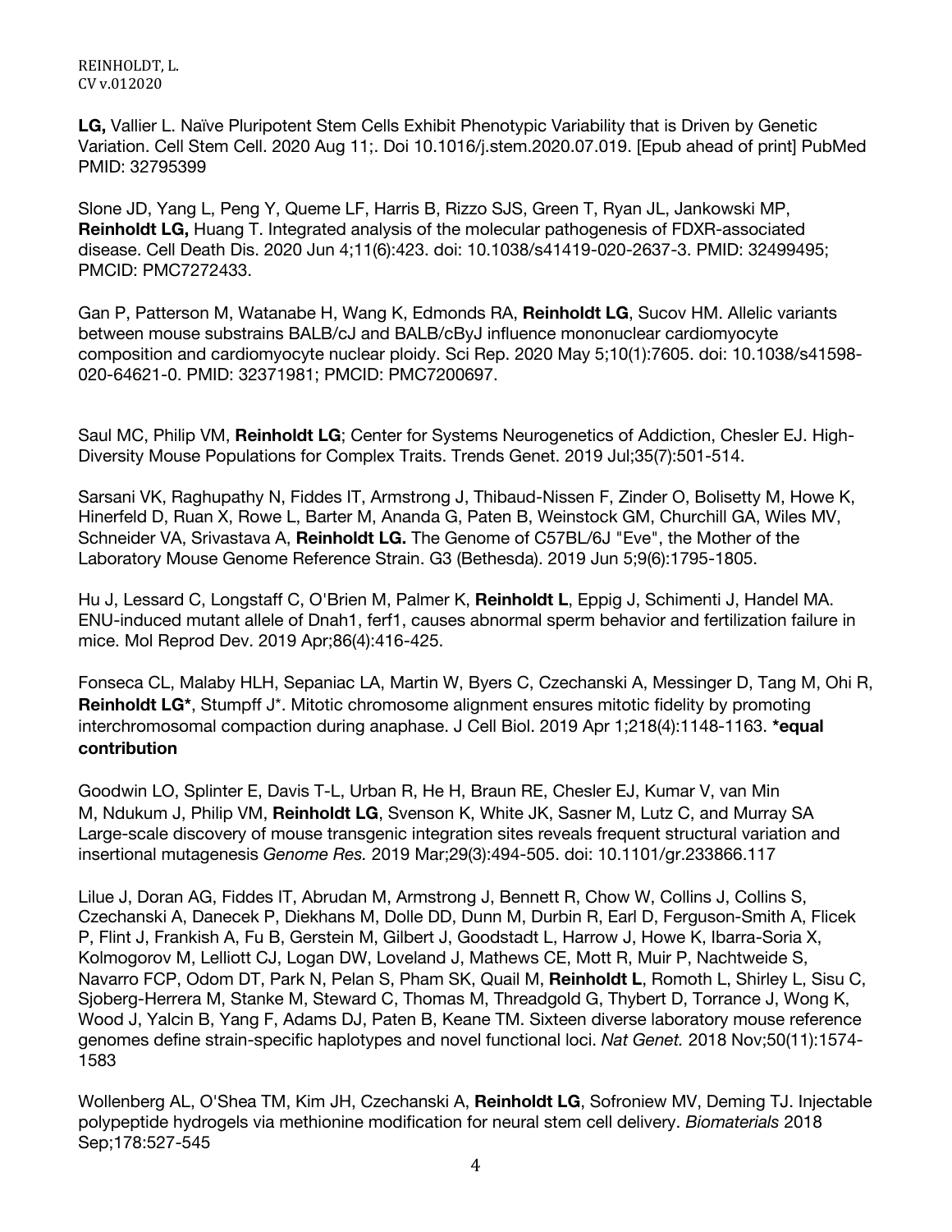**LG,** Vallier L. Naïve Pluripotent Stem Cells Exhibit Phenotypic Variability that is Driven by Genetic Variation. Cell Stem Cell. 2020 Aug 11;. Doi 10.1016/j.stem.2020.07.019. [Epub ahead of print] PubMed PMID: 32795399

Slone JD, Yang L, Peng Y, Queme LF, Harris B, Rizzo SJS, Green T, Ryan JL, Jankowski MP, **Reinholdt LG,** Huang T. Integrated analysis of the molecular pathogenesis of FDXR-associated disease. Cell Death Dis. 2020 Jun 4;11(6):423. doi: 10.1038/s41419-020-2637-3. PMID: 32499495; PMCID: PMC7272433.

Gan P, Patterson M, Watanabe H, Wang K, Edmonds RA, **Reinholdt LG**, Sucov HM. Allelic variants between mouse substrains BALB/cJ and BALB/cByJ influence mononuclear cardiomyocyte composition and cardiomyocyte nuclear ploidy. Sci Rep. 2020 May 5;10(1):7605. doi: 10.1038/s41598-020-64621-0. PMID: 32371981; PMCID: PMC7200697.

Saul MC, Philip VM, **Reinholdt LG**; Center for Systems Neurogenetics of Addiction, Chesler EJ. High-Diversity Mouse Populations for Complex Traits. Trends Genet. 2019 Jul;35(7):501-514.

Sarsani VK, Raghupathy N, Fiddes IT, Armstrong J, Thibaud-Nissen F, Zinder O, Bolisetty M, Howe K, Hinerfeld D, Ruan X, Rowe L, Barter M, Ananda G, Paten B, Weinstock GM, Churchill GA, Wiles MV, Schneider VA, Srivastava A, **Reinholdt LG.** The Genome of C57BL/6J "Eve", the Mother of the Laboratory Mouse Genome Reference Strain. G3 (Bethesda). 2019 Jun 5;9(6):1795-1805.

Hu J, Lessard C, Longstaff C, O'Brien M, Palmer K, **Reinholdt L**, Eppig J, Schimenti J, Handel MA. ENU-induced mutant allele of Dnah1, ferf1, causes abnormal sperm behavior and fertilization failure in mice. Mol Reprod Dev. 2019 Apr;86(4):416-425.

Fonseca CL, Malaby HLH, Sepaniac LA, Martin W, Byers C, Czechanski A, Messinger D, Tang M, Ohi R, **Reinholdt LG***, Stumpff J*. Mitotic chromosome alignment ensures mitotic fidelity by promoting interchromosomal compaction during anaphase. J Cell Biol. 2019 Apr 1;218(4):1148-1163. ***equal contribution**

Goodwin LO, Splinter E, Davis T-L, Urban R, He H, Braun RE, Chesler EJ, Kumar V, van Min M, Ndukum J, Philip VM, **Reinholdt LG**, Svenson K, White JK, Sasner M, Lutz C, and Murray SA Large-scale discovery of mouse transgenic integration sites reveals frequent structural variation and insertional mutagenesis *Genome Res.* 2019 Mar;29(3):494-505. doi: 10.1101/gr.233866.117

Lilue J, Doran AG, Fiddes IT, Abrudan M, Armstrong J, Bennett R, Chow W, Collins J, Collins S, Czechanski A, Danecek P, Diekhans M, Dolle DD, Dunn M, Durbin R, Earl D, Ferguson-Smith A, Flicek P, Flint J, Frankish A, Fu B, Gerstein M, Gilbert J, Goodstadt L, Harrow J, Howe K, Ibarra-Soria X, Kolmogorov M, Lelliott CJ, Logan DW, Loveland J, Mathews CE, Mott R, Muir P, Nachtweide S, Navarro FCP, Odom DT, Park N, Pelan S, Pham SK, Quail M, **Reinholdt L**, Romoth L, Shirley L, Sisu C, Sjoberg-Herrera M, Stanke M, Steward C, Thomas M, Threadgold G, Thybert D, Torrance J, Wong K, Wood J, Yalcin B, Yang F, Adams DJ, Paten B, Keane TM. Sixteen diverse laboratory mouse reference genomes define strain-specific haplotypes and novel functional loci. *Nat Genet.* 2018 Nov;50(11):1574-1583

Wollenberg AL, O'Shea TM, Kim JH, Czechanski A, **Reinholdt LG**, Sofroniew MV, Deming TJ. Injectable polypeptide hydrogels via methionine modification for neural stem cell delivery. *Biomaterials* 2018 Sep;178:527-545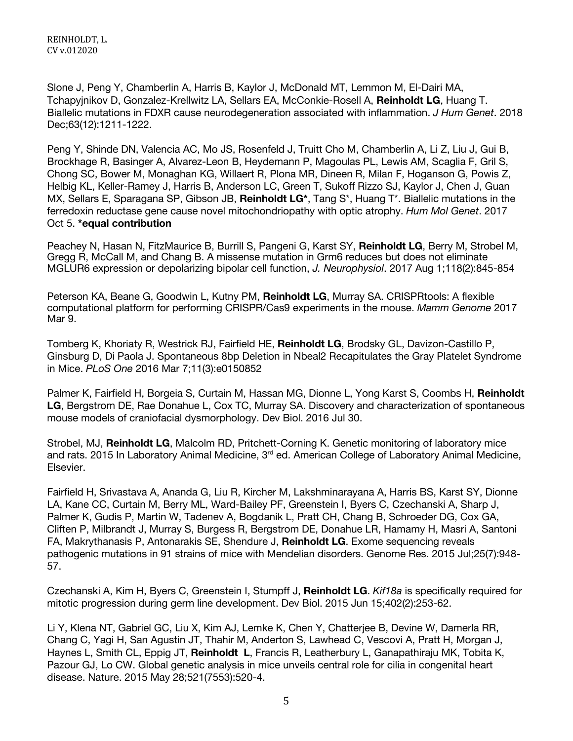Slone J, Peng Y, Chamberlin A, Harris B, Kaylor J, McDonald MT, Lemmon M, El-Dairi MA, Tchapyjnikov D, Gonzalez-Krellwitz LA, Sellars EA, McConkie-Rosell A, **Reinholdt LG**, Huang T. Biallelic mutations in FDXR cause neurodegeneration associated with inflammation. *J Hum Genet*. 2018 Dec;63(12):1211-1222.

Peng Y, Shinde DN, Valencia AC, Mo JS, Rosenfeld J, Truitt Cho M, Chamberlin A, Li Z, Liu J, Gui B, Brockhage R, Basinger A, Alvarez-Leon B, Heydemann P, Magoulas PL, Lewis AM, Scaglia F, Gril S, Chong SC, Bower M, Monaghan KG, Willaert R, Plona MR, Dineen R, Milan F, Hoganson G, Powis Z, Helbig KL, Keller-Ramey J, Harris B, Anderson LC, Green T, Sukoff Rizzo SJ, Kaylor J, Chen J, Guan MX, Sellars E, Sparagana SP, Gibson JB, **Reinholdt LG***, Tang S*, Huang T*. Biallelic mutations in the ferredoxin reductase gene cause novel mitochondriopathy with optic atrophy. *Hum Mol Genet*. 2017 Oct 5. ***equal contribution**

Peachey N, Hasan N, FitzMaurice B, Burrill S, Pangeni G, Karst SY, **Reinholdt LG**, Berry M, Strobel M, Gregg R, McCall M, and Chang B. A missense mutation in Grm6 reduces but does not eliminate MGLUR6 expression or depolarizing bipolar cell function, *J. Neurophysiol*. 2017 Aug 1;118(2):845-854

Peterson KA, Beane G, Goodwin L, Kutny PM, **Reinholdt LG**, Murray SA. CRISPRtools: A flexible computational platform for performing CRISPR/Cas9 experiments in the mouse. *Mamm Genome* 2017 Mar 9.

Tomberg K, Khoriaty R, Westrick RJ, Fairfield HE, **Reinholdt LG**, Brodsky GL, Davizon-Castillo P, Ginsburg D, Di Paola J. Spontaneous 8bp Deletion in Nbeal2 Recapitulates the Gray Platelet Syndrome in Mice. *PLoS One* 2016 Mar 7;11(3):e0150852

Palmer K, Fairfield H, Borgeia S, Curtain M, Hassan MG, Dionne L, Yong Karst S, Coombs H, **Reinholdt LG**, Bergstrom DE, Rae Donahue L, Cox TC, Murray SA. Discovery and characterization of spontaneous mouse models of craniofacial dysmorphology. Dev Biol. 2016 Jul 30.

Strobel, MJ, **Reinholdt LG**, Malcolm RD, Pritchett-Corning K. Genetic monitoring of laboratory mice and rats. 2015 In Laboratory Animal Medicine, 3rd ed. American College of Laboratory Animal Medicine, Elsevier.

Fairfield H, Srivastava A, Ananda G, Liu R, Kircher M, Lakshminarayana A, Harris BS, Karst SY, Dionne LA, Kane CC, Curtain M, Berry ML, Ward-Bailey PF, Greenstein I, Byers C, Czechanski A, Sharp J, Palmer K, Gudis P, Martin W, Tadenev A, Bogdanik L, Pratt CH, Chang B, Schroeder DG, Cox GA, Cliften P, Milbrandt J, Murray S, Burgess R, Bergstrom DE, Donahue LR, Hamamy H, Masri A, Santoni FA, Makrythanasis P, Antonarakis SE, Shendure J, **Reinholdt LG**. Exome sequencing reveals pathogenic mutations in 91 strains of mice with Mendelian disorders. Genome Res. 2015 Jul;25(7):948-57.

Czechanski A, Kim H, Byers C, Greenstein I, Stumpff J, **Reinholdt LG**. *Kif18a* is specifically required for mitotic progression during germ line development. Dev Biol. 2015 Jun 15;402(2):253-62.

Li Y, Klena NT, Gabriel GC, Liu X, Kim AJ, Lemke K, Chen Y, Chatterjee B, Devine W, Damerla RR, Chang C, Yagi H, San Agustin JT, Thahir M, Anderton S, Lawhead C, Vescovi A, Pratt H, Morgan J, Haynes L, Smith CL, Eppig JT, **Reinholdt L**, Francis R, Leatherbury L, Ganapathiraju MK, Tobita K, Pazour GJ, Lo CW. Global genetic analysis in mice unveils central role for cilia in congenital heart disease. Nature. 2015 May 28;521(7553):520-4.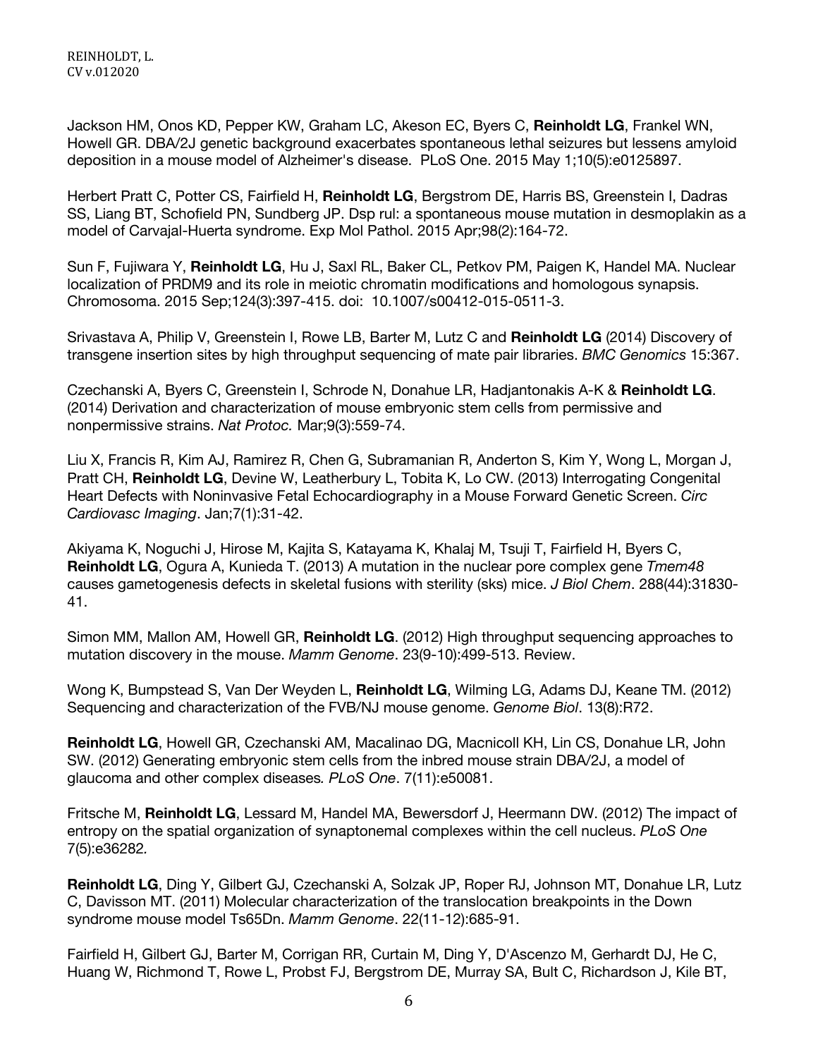Jackson HM, Onos KD, Pepper KW, Graham LC, Akeson EC, Byers C, **Reinholdt LG**, Frankel WN, Howell GR. DBA/2J genetic background exacerbates spontaneous lethal seizures but lessens amyloid deposition in a mouse model of Alzheimer's disease. PLoS One. 2015 May 1;10(5):e0125897.

Herbert Pratt C, Potter CS, Fairfield H, **Reinholdt LG**, Bergstrom DE, Harris BS, Greenstein I, Dadras SS, Liang BT, Schofield PN, Sundberg JP. Dsp rul: a spontaneous mouse mutation in desmoplakin as a model of Carvajal-Huerta syndrome. Exp Mol Pathol. 2015 Apr;98(2):164-72.

Sun F, Fujiwara Y, **Reinholdt LG**, Hu J, Saxl RL, Baker CL, Petkov PM, Paigen K, Handel MA. Nuclear localization of PRDM9 and its role in meiotic chromatin modifications and homologous synapsis. Chromosoma. 2015 Sep;124(3):397-415. doi: 10.1007/s00412-015-0511-3.

Srivastava A, Philip V, Greenstein I, Rowe LB, Barter M, Lutz C and **Reinholdt LG** (2014) Discovery of transgene insertion sites by high throughput sequencing of mate pair libraries. *BMC Genomics* 15:367.

Czechanski A, Byers C, Greenstein I, Schrode N, Donahue LR, Hadjantonakis A-K & **Reinholdt LG**. (2014) Derivation and characterization of mouse embryonic stem cells from permissive and nonpermissive strains. *Nat Protoc.* Mar;9(3):559-74.

Liu X, Francis R, Kim AJ, Ramirez R, Chen G, Subramanian R, Anderton S, Kim Y, Wong L, Morgan J, Pratt CH, **Reinholdt LG**, Devine W, Leatherbury L, Tobita K, Lo CW. (2013) Interrogating Congenital Heart Defects with Noninvasive Fetal Echocardiography in a Mouse Forward Genetic Screen. *Circ Cardiovasc Imaging*. Jan;7(1):31-42.

Akiyama K, Noguchi J, Hirose M, Kajita S, Katayama K, Khalaj M, Tsuji T, Fairfield H, Byers C, **Reinholdt LG**, Ogura A, Kunieda T. (2013) A mutation in the nuclear pore complex gene *Tmem48* causes gametogenesis defects in skeletal fusions with sterility (sks) mice. *J Biol Chem*. 288(44):31830-41.

Simon MM, Mallon AM, Howell GR, **Reinholdt LG**. (2012) High throughput sequencing approaches to mutation discovery in the mouse. *Mamm Genome*. 23(9-10):499-513. Review.

Wong K, Bumpstead S, Van Der Weyden L, **Reinholdt LG**, Wilming LG, Adams DJ, Keane TM. (2012) Sequencing and characterization of the FVB/NJ mouse genome. *Genome Biol*. 13(8):R72.

**Reinholdt LG**, Howell GR, Czechanski AM, Macalinao DG, Macnicoll KH, Lin CS, Donahue LR, John SW. (2012) Generating embryonic stem cells from the inbred mouse strain DBA/2J, a model of glaucoma and other complex diseases. *PLoS One*. 7(11):e50081.

Fritsche M, **Reinholdt LG**, Lessard M, Handel MA, Bewersdorf J, Heermann DW. (2012) The impact of entropy on the spatial organization of synaptonemal complexes within the cell nucleus. *PLoS One* 7(5):e36282.

**Reinholdt LG**, Ding Y, Gilbert GJ, Czechanski A, Solzak JP, Roper RJ, Johnson MT, Donahue LR, Lutz C, Davisson MT. (2011) Molecular characterization of the translocation breakpoints in the Down syndrome mouse model Ts65Dn. *Mamm Genome*. 22(11-12):685-91.

Fairfield H, Gilbert GJ, Barter M, Corrigan RR, Curtain M, Ding Y, D'Ascenzo M, Gerhardt DJ, He C, Huang W, Richmond T, Rowe L, Probst FJ, Bergstrom DE, Murray SA, Bult C, Richardson J, Kile BT,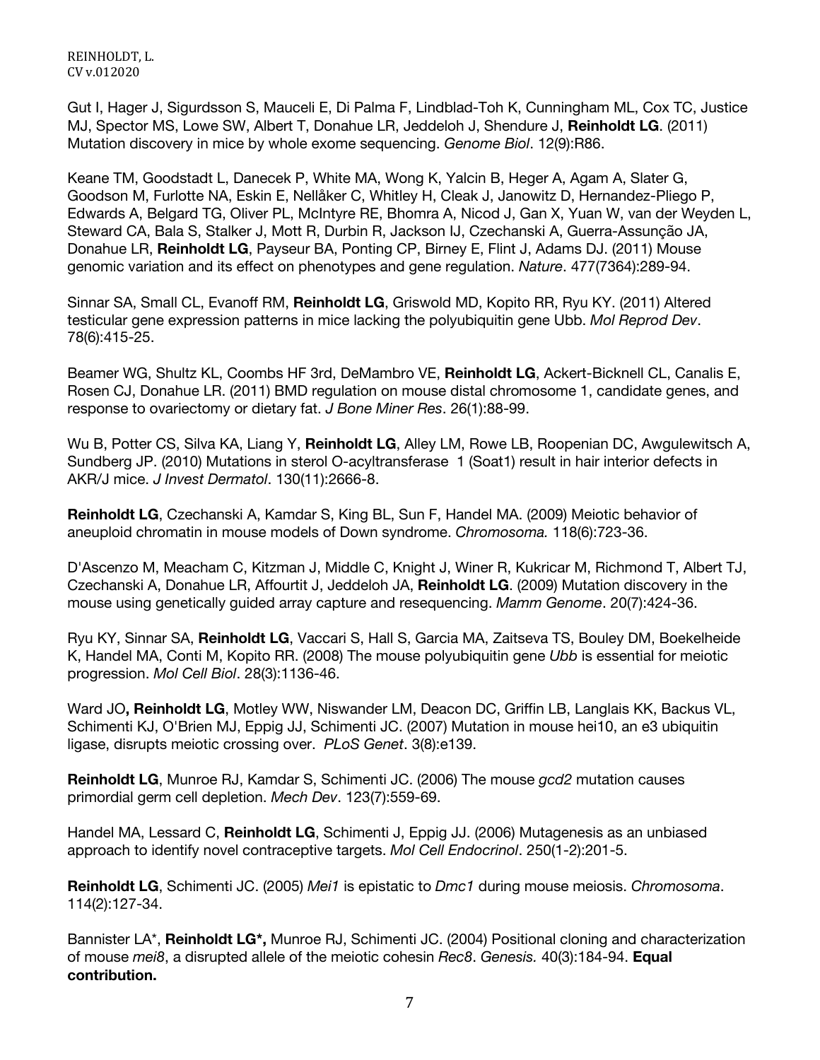Gut I, Hager J, Sigurdsson S, Mauceli E, Di Palma F, Lindblad-Toh K, Cunningham ML, Cox TC, Justice MJ, Spector MS, Lowe SW, Albert T, Donahue LR, Jeddeloh J, Shendure J, **Reinholdt LG**. (2011) Mutation discovery in mice by whole exome sequencing. *Genome Biol*. 12(9):R86.

Keane TM, Goodstadt L, Danecek P, White MA, Wong K, Yalcin B, Heger A, Agam A, Slater G, Goodson M, Furlotte NA, Eskin E, Nellåker C, Whitley H, Cleak J, Janowitz D, Hernandez-Pliego P, Edwards A, Belgard TG, Oliver PL, McIntyre RE, Bhomra A, Nicod J, Gan X, Yuan W, van der Weyden L, Steward CA, Bala S, Stalker J, Mott R, Durbin R, Jackson IJ, Czechanski A, Guerra-Assunção JA, Donahue LR, **Reinholdt LG**, Payseur BA, Ponting CP, Birney E, Flint J, Adams DJ. (2011) Mouse genomic variation and its effect on phenotypes and gene regulation. *Nature*. 477(7364):289-94.

Sinnar SA, Small CL, Evanoff RM, **Reinholdt LG**, Griswold MD, Kopito RR, Ryu KY. (2011) Altered testicular gene expression patterns in mice lacking the polyubiquitin gene Ubb. *Mol Reprod Dev*. 78(6):415-25.

Beamer WG, Shultz KL, Coombs HF 3rd, DeMambro VE, **Reinholdt LG**, Ackert-Bicknell CL, Canalis E, Rosen CJ, Donahue LR. (2011) BMD regulation on mouse distal chromosome 1, candidate genes, and response to ovariectomy or dietary fat. *J Bone Miner Res*. 26(1):88-99.

Wu B, Potter CS, Silva KA, Liang Y, **Reinholdt LG**, Alley LM, Rowe LB, Roopenian DC, Awgulewitsch A, Sundberg JP. (2010) Mutations in sterol O-acyltransferase 1 (Soat1) result in hair interior defects in AKR/J mice. *J Invest Dermatol*. 130(11):2666-8.

**Reinholdt LG**, Czechanski A, Kamdar S, King BL, Sun F, Handel MA. (2009) Meiotic behavior of aneuploid chromatin in mouse models of Down syndrome. *Chromosoma.* 118(6):723-36.

D'Ascenzo M, Meacham C, Kitzman J, Middle C, Knight J, Winer R, Kukricar M, Richmond T, Albert TJ, Czechanski A, Donahue LR, Affourtit J, Jeddeloh JA, **Reinholdt LG**. (2009) Mutation discovery in the mouse using genetically guided array capture and resequencing. *Mamm Genome*. 20(7):424-36.

Ryu KY, Sinnar SA, **Reinholdt LG**, Vaccari S, Hall S, Garcia MA, Zaitseva TS, Bouley DM, Boekelheide K, Handel MA, Conti M, Kopito RR. (2008) The mouse polyubiquitin gene *Ubb* is essential for meiotic progression. *Mol Cell Biol*. 28(3):1136-46.

Ward JO**, Reinholdt LG**, Motley WW, Niswander LM, Deacon DC, Griffin LB, Langlais KK, Backus VL, Schimenti KJ, O'Brien MJ, Eppig JJ, Schimenti JC. (2007) Mutation in mouse hei10, an e3 ubiquitin ligase, disrupts meiotic crossing over. *PLoS Genet*. 3(8):e139.

**Reinholdt LG**, Munroe RJ, Kamdar S, Schimenti JC. (2006) The mouse *gcd2* mutation causes primordial germ cell depletion. *Mech Dev*. 123(7):559-69.

Handel MA, Lessard C, **Reinholdt LG**, Schimenti J, Eppig JJ. (2006) Mutagenesis as an unbiased approach to identify novel contraceptive targets. *Mol Cell Endocrinol*. 250(1-2):201-5.

**Reinholdt LG**, Schimenti JC. (2005) *Mei1* is epistatic to *Dmc1* during mouse meiosis. *Chromosoma*. 114(2):127-34.

Bannister LA*, **Reinholdt LG*,** Munroe RJ, Schimenti JC. (2004) Positional cloning and characterization of mouse *mei8*, a disrupted allele of the meiotic cohesin *Rec8*. *Genesis.* 40(3):184-94. **Equal contribution.**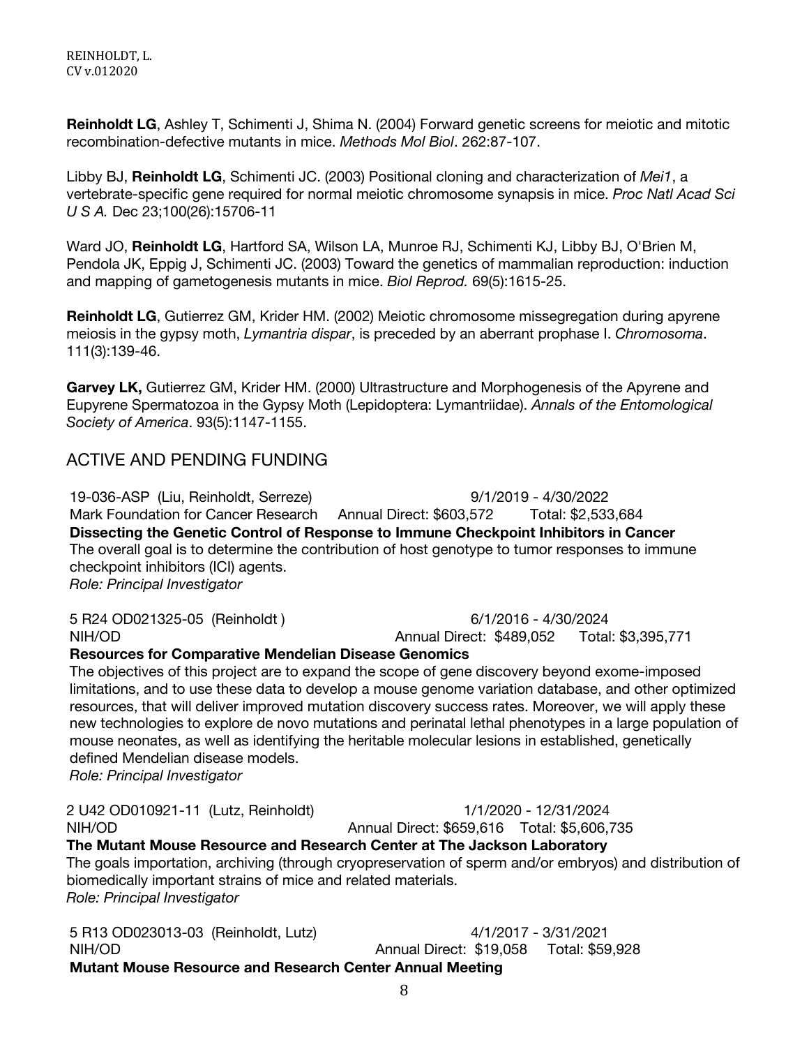**Reinholdt LG**, Ashley T, Schimenti J, Shima N. (2004) Forward genetic screens for meiotic and mitotic recombination-defective mutants in mice. *Methods Mol Biol*. 262:87-107.

Libby BJ, **Reinholdt LG**, Schimenti JC. (2003) Positional cloning and characterization of *Mei1*, a vertebrate-specific gene required for normal meiotic chromosome synapsis in mice. *Proc Natl Acad Sci U S A.* Dec 23;100(26):15706-11

Ward JO, **Reinholdt LG**, Hartford SA, Wilson LA, Munroe RJ, Schimenti KJ, Libby BJ, O'Brien M, Pendola JK, Eppig J, Schimenti JC. (2003) Toward the genetics of mammalian reproduction: induction and mapping of gametogenesis mutants in mice. *Biol Reprod.* 69(5):1615-25.

**Reinholdt LG**, Gutierrez GM, Krider HM. (2002) Meiotic chromosome missegregation during apyrene meiosis in the gypsy moth, *Lymantria dispar*, is preceded by an aberrant prophase I. *Chromosoma*. 111(3):139-46.

**Garvey LK,** Gutierrez GM, Krider HM. (2000) Ultrastructure and Morphogenesis of the Apyrene and Eupyrene Spermatozoa in the Gypsy Moth (Lepidoptera: Lymantriidae). *Annals of the Entomological Society of America*. 93(5):1147-1155.

## ACTIVE AND PENDING FUNDING

19-036-ASP (Liu, Reinholdt, Serreze) 9/1/2019 - 4/30/2022
Mark Foundation for Cancer Research Annual Direct: $603,572 Total: $2,533,684
**Dissecting the Genetic Control of Response to Immune Checkpoint Inhibitors in Cancer**
The overall goal is to determine the contribution of host genotype to tumor responses to immune checkpoint inhibitors (ICI) agents.
*Role: Principal Investigator*

5 R24 OD021325-05 (Reinholdt ) 6/1/2016 - 4/30/2024
NIH/OD Annual Direct: $489,052 Total: $3,395,771
**Resources for Comparative Mendelian Disease Genomics**
The objectives of this project are to expand the scope of gene discovery beyond exome-imposed limitations, and to use these data to develop a mouse genome variation database, and other optimized resources, that will deliver improved mutation discovery success rates. Moreover, we will apply these new technologies to explore de novo mutations and perinatal lethal phenotypes in a large population of mouse neonates, as well as identifying the heritable molecular lesions in established, genetically defined Mendelian disease models.
*Role: Principal Investigator*

2 U42 OD010921-11 (Lutz, Reinholdt) 1/1/2020 - 12/31/2024
NIH/OD Annual Direct: $659,616 Total: $5,606,735
**The Mutant Mouse Resource and Research Center at The Jackson Laboratory**
The goals importation, archiving (through cryopreservation of sperm and/or embryos) and distribution of biomedically important strains of mice and related materials.
*Role: Principal Investigator*

5 R13 OD023013-03 (Reinholdt, Lutz) 4/1/2017 - 3/31/2021
NIH/OD Annual Direct: $19,058 Total: $59,928
**Mutant Mouse Resource and Research Center Annual Meeting**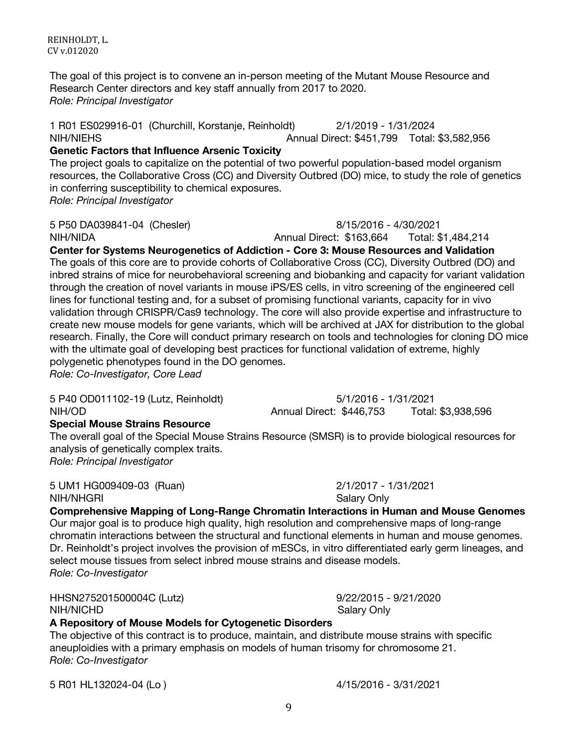The goal of this project is to convene an in-person meeting of the Mutant Mouse Resource and Research Center directors and key staff annually from 2017 to 2020.
*Role: Principal Investigator*

1 R01 ES029916-01 (Churchill, Korstanje, Reinholdt) 2/1/2019 - 1/31/2024
NIH/NIEHS Annual Direct: $451,799 Total: $3,582,956
**Genetic Factors that Influence Arsenic Toxicity**
The project goals to capitalize on the potential of two powerful population-based model organism resources, the Collaborative Cross (CC) and Diversity Outbred (DO) mice, to study the role of genetics in conferring susceptibility to chemical exposures.
*Role: Principal Investigator*

5 P50 DA039841-04 (Chesler) 8/15/2016 - 4/30/2021
NIH/NIDA Annual Direct: $163,664 Total: $1,484,214
**Center for Systems Neurogenetics of Addiction - Core 3: Mouse Resources and Validation**
The goals of this core are to provide cohorts of Collaborative Cross (CC), Diversity Outbred (DO) and inbred strains of mice for neurobehavioral screening and biobanking and capacity for variant validation through the creation of novel variants in mouse iPS/ES cells, in vitro screening of the engineered cell lines for functional testing and, for a subset of promising functional variants, capacity for in vivo validation through CRISPR/Cas9 technology. The core will also provide expertise and infrastructure to create new mouse models for gene variants, which will be archived at JAX for distribution to the global research. Finally, the Core will conduct primary research on tools and technologies for cloning DO mice with the ultimate goal of developing best practices for functional validation of extreme, highly polygenetic phenotypes found in the DO genomes.
*Role: Co-Investigator, Core Lead*

5 P40 OD011102-19 (Lutz, Reinholdt) 5/1/2016 - 1/31/2021
NIH/OD Annual Direct: $446,753 Total: $3,938,596
**Special Mouse Strains Resource**
The overall goal of the Special Mouse Strains Resource (SMSR) is to provide biological resources for analysis of genetically complex traits.
*Role: Principal Investigator*

5 UM1 HG009409-03 (Ruan) 2/1/2017 - 1/31/2021
NIH/NHGRI Salary Only
**Comprehensive Mapping of Long-Range Chromatin Interactions in Human and Mouse Genomes**
Our major goal is to produce high quality, high resolution and comprehensive maps of long-range chromatin interactions between the structural and functional elements in human and mouse genomes. Dr. Reinholdt's project involves the provision of mESCs, in vitro differentiated early germ lineages, and select mouse tissues from select inbred mouse strains and disease models.
*Role: Co-Investigator*

HHSN275201500004C (Lutz) 9/22/2015 - 9/21/2020
NIH/NICHD Salary Only
**A Repository of Mouse Models for Cytogenetic Disorders**
The objective of this contract is to produce, maintain, and distribute mouse strains with specific aneuploidies with a primary emphasis on models of human trisomy for chromosome 21.
*Role: Co-Investigator*

5 R01 HL132024-04 (Lo ) 4/15/2016 - 3/31/2021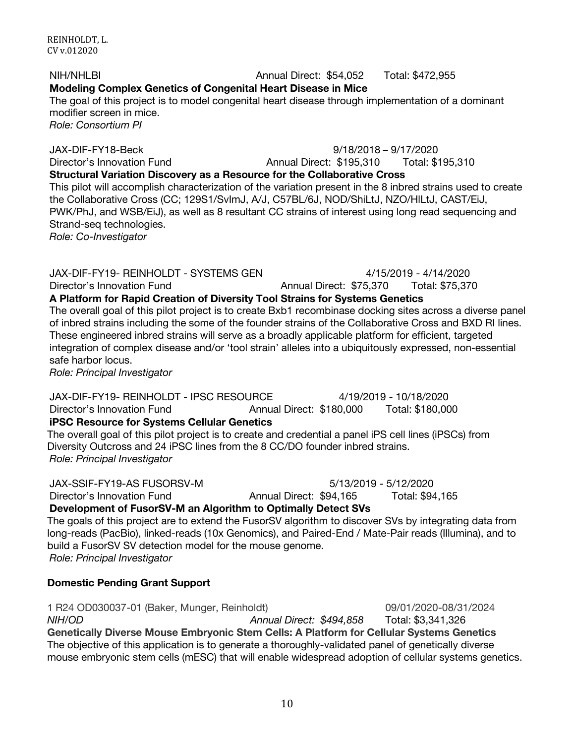NIH/NHLBI Annual Direct: $54,052 Total: $472,955

**Modeling Complex Genetics of Congenital Heart Disease in Mice**

The goal of this project is to model congenital heart disease through implementation of a dominant modifier screen in mice.

*Role: Consortium PI*

JAX-DIF-FY18-Beck 9/18/2018 – 9/17/2020

Director's Innovation Fund Annual Direct: $195,310 Total: $195,310

**Structural Variation Discovery as a Resource for the Collaborative Cross**

This pilot will accomplish characterization of the variation present in the 8 inbred strains used to create the Collaborative Cross (CC; 129S1/SvImJ, A/J, C57BL/6J, NOD/ShiLtJ, NZO/HlLtJ, CAST/EiJ, PWK/PhJ, and WSB/EiJ), as well as 8 resultant CC strains of interest using long read sequencing and Strand-seq technologies.

*Role: Co-Investigator*

JAX-DIF-FY19- REINHOLDT - SYSTEMS GEN 4/15/2019 - 4/14/2020

Director's Innovation Fund Annual Direct: $75,370 Total: $75,370

**A Platform for Rapid Creation of Diversity Tool Strains for Systems Genetics**

The overall goal of this pilot project is to create Bxb1 recombinase docking sites across a diverse panel of inbred strains including the some of the founder strains of the Collaborative Cross and BXD RI lines. These engineered inbred strains will serve as a broadly applicable platform for efficient, targeted integration of complex disease and/or 'tool strain' alleles into a ubiquitously expressed, non-essential safe harbor locus.

*Role: Principal Investigator*

JAX-DIF-FY19- REINHOLDT - IPSC RESOURCE 4/19/2019 - 10/18/2020

Director's Innovation Fund Annual Direct: $180,000 Total: $180,000

**iPSC Resource for Systems Cellular Genetics**

The overall goal of this pilot project is to create and credential a panel iPS cell lines (iPSCs) from Diversity Outcross and 24 iPSC lines from the 8 CC/DO founder inbred strains.

*Role: Principal Investigator*

JAX-SSIF-FY19-AS FUSORSV-M 5/13/2019 - 5/12/2020

Director's Innovation Fund Annual Direct: $94,165 Total: $94,165

**Development of FusorSV-M an Algorithm to Optimally Detect SVs**

The goals of this project are to extend the FusorSV algorithm to discover SVs by integrating data from long-reads (PacBio), linked-reads (10x Genomics), and Paired-End / Mate-Pair reads (Illumina), and to build a FusorSV SV detection model for the mouse genome.

*Role: Principal Investigator*

**<u>Domestic Pending Grant Support</u>**

1 R24 OD030037-01 (Baker, Munger, Reinholdt) 09/01/2020-08/31/2024

*NIH/OD* *Annual Direct: $494,858* Total: $3,341,326

**Genetically Diverse Mouse Embryonic Stem Cells: A Platform for Cellular Systems Genetics**

The objective of this application is to generate a thoroughly-validated panel of genetically diverse mouse embryonic stem cells (mESC) that will enable widespread adoption of cellular systems genetics.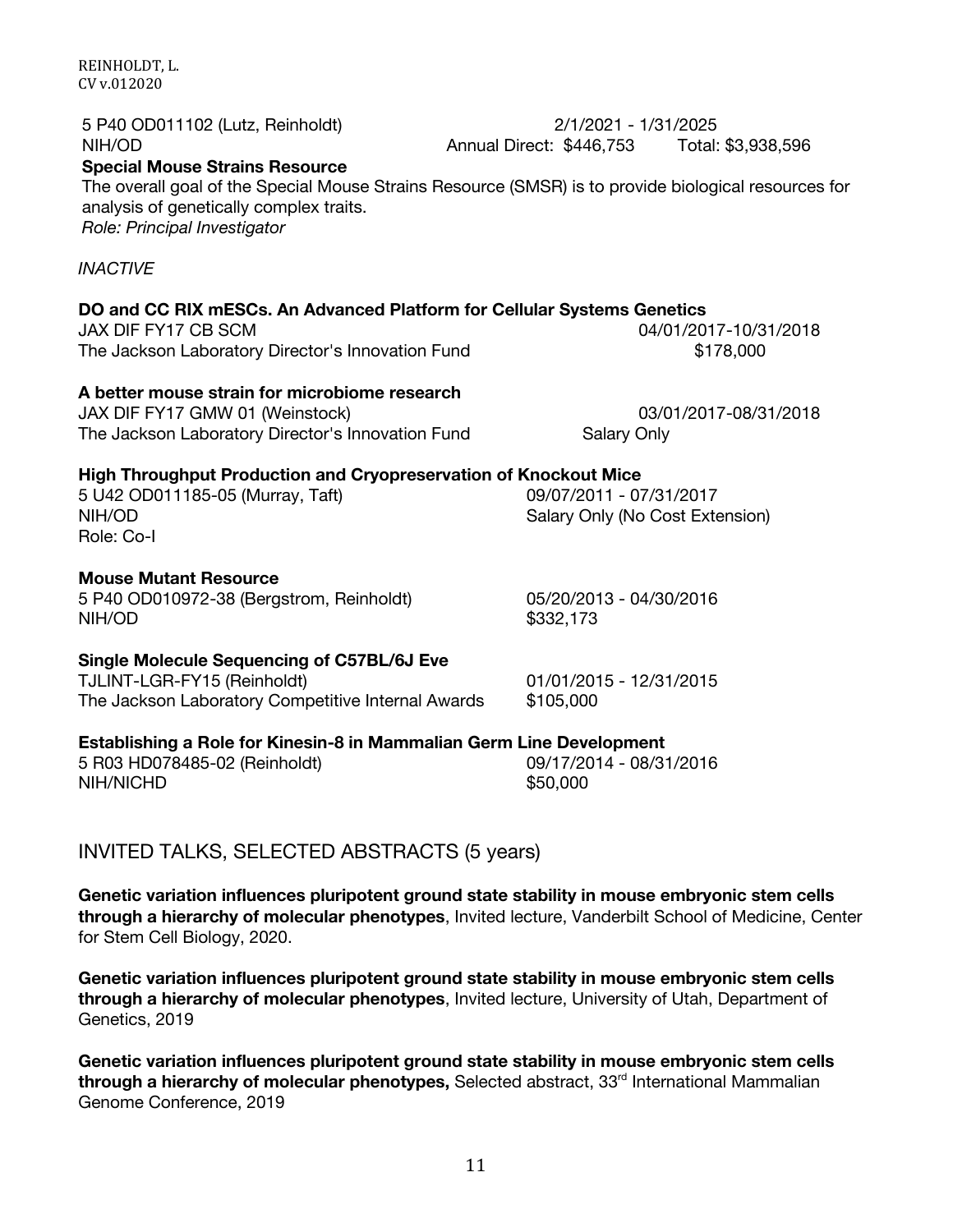5 P40 OD011102 (Lutz, Reinholdt) 2/1/2021 - 1/31/2025
NIH/OD Annual Direct: $446,753 Total: $3,938,596
**Special Mouse Strains Resource**
The overall goal of the Special Mouse Strains Resource (SMSR) is to provide biological resources for analysis of genetically complex traits.
*Role: Principal Investigator*

*INACTIVE*

**DO and CC RIX mESCs. An Advanced Platform for Cellular Systems Genetics**
JAX DIF FY17 CB SCM 04/01/2017-10/31/2018
The Jackson Laboratory Director's Innovation Fund $178,000

**A better mouse strain for microbiome research**
JAX DIF FY17 GMW 01 (Weinstock) 03/01/2017-08/31/2018
The Jackson Laboratory Director's Innovation Fund Salary Only

**High Throughput Production and Cryopreservation of Knockout Mice**
5 U42 OD011185-05 (Murray, Taft) 09/07/2011 - 07/31/2017
NIH/OD Salary Only (No Cost Extension)
Role: Co-I

**Mouse Mutant Resource**
5 P40 OD010972-38 (Bergstrom, Reinholdt) 05/20/2013 - 04/30/2016
NIH/OD $332,173

**Single Molecule Sequencing of C57BL/6J Eve**
TJLINT-LGR-FY15 (Reinholdt) 01/01/2015 - 12/31/2015
The Jackson Laboratory Competitive Internal Awards $105,000

**Establishing a Role for Kinesin-8 in Mammalian Germ Line Development**
5 R03 HD078485-02 (Reinholdt) 09/17/2014 - 08/31/2016
NIH/NICHD $50,000

## INVITED TALKS, SELECTED ABSTRACTS (5 years)

**Genetic variation influences pluripotent ground state stability in mouse embryonic stem cells through a hierarchy of molecular phenotypes**, Invited lecture, Vanderbilt School of Medicine, Center for Stem Cell Biology, 2020.

**Genetic variation influences pluripotent ground state stability in mouse embryonic stem cells through a hierarchy of molecular phenotypes**, Invited lecture, University of Utah, Department of Genetics, 2019

**Genetic variation influences pluripotent ground state stability in mouse embryonic stem cells through a hierarchy of molecular phenotypes,** Selected abstract, 33rd International Mammalian Genome Conference, 2019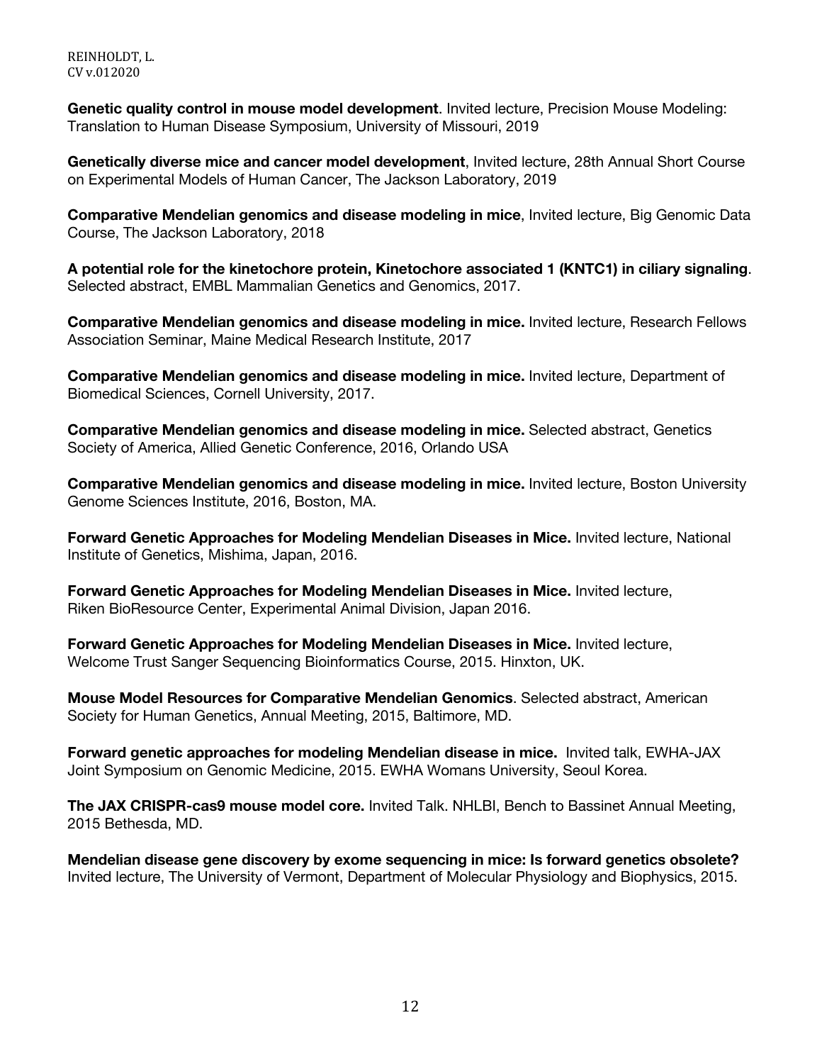**Genetic quality control in mouse model development**. Invited lecture, Precision Mouse Modeling: Translation to Human Disease Symposium, University of Missouri, 2019

**Genetically diverse mice and cancer model development**, Invited lecture, 28th Annual Short Course on Experimental Models of Human Cancer, The Jackson Laboratory, 2019

**Comparative Mendelian genomics and disease modeling in mice**, Invited lecture, Big Genomic Data Course, The Jackson Laboratory, 2018

**A potential role for the kinetochore protein, Kinetochore associated 1 (KNTC1) in ciliary signaling**. Selected abstract, EMBL Mammalian Genetics and Genomics, 2017.

**Comparative Mendelian genomics and disease modeling in mice.** Invited lecture, Research Fellows Association Seminar, Maine Medical Research Institute, 2017

**Comparative Mendelian genomics and disease modeling in mice.** Invited lecture, Department of Biomedical Sciences, Cornell University, 2017.

**Comparative Mendelian genomics and disease modeling in mice.** Selected abstract, Genetics Society of America, Allied Genetic Conference, 2016, Orlando USA

**Comparative Mendelian genomics and disease modeling in mice.** Invited lecture, Boston University Genome Sciences Institute, 2016, Boston, MA.

**Forward Genetic Approaches for Modeling Mendelian Diseases in Mice.** Invited lecture, National Institute of Genetics, Mishima, Japan, 2016.

**Forward Genetic Approaches for Modeling Mendelian Diseases in Mice.** Invited lecture, Riken BioResource Center, Experimental Animal Division, Japan 2016.

**Forward Genetic Approaches for Modeling Mendelian Diseases in Mice.** Invited lecture, Welcome Trust Sanger Sequencing Bioinformatics Course, 2015. Hinxton, UK.

**Mouse Model Resources for Comparative Mendelian Genomics**. Selected abstract, American Society for Human Genetics, Annual Meeting, 2015, Baltimore, MD.

**Forward genetic approaches for modeling Mendelian disease in mice.** Invited talk, EWHA-JAX Joint Symposium on Genomic Medicine, 2015. EWHA Womans University, Seoul Korea.

**The JAX CRISPR-cas9 mouse model core.** Invited Talk. NHLBI, Bench to Bassinet Annual Meeting, 2015 Bethesda, MD.

**Mendelian disease gene discovery by exome sequencing in mice: Is forward genetics obsolete?** Invited lecture, The University of Vermont, Department of Molecular Physiology and Biophysics, 2015.